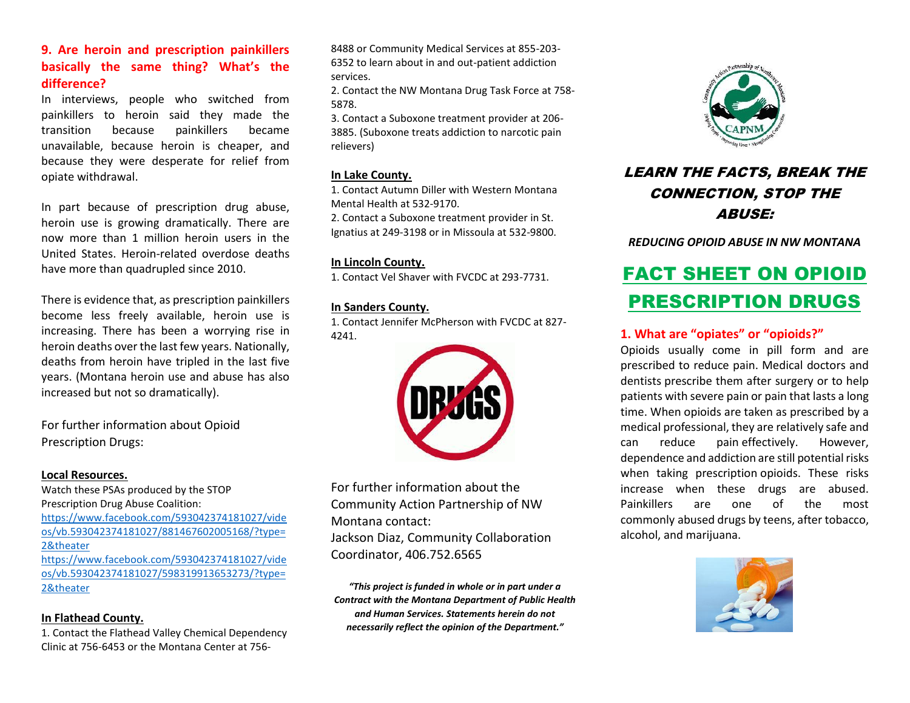## 9. Are heroin and prescription painkillers basically the same thing? What's the difference?

In interviews, people who switched from painkillers to heroin said they made the transition because painkillers became unavailable, because heroin is cheaper, and because they were desperate for relief from opiate withdrawal.

In part because of prescription drug abuse, heroin use is growing dramatically. There are now more than 1 million heroin users in the United States. Heroin-related overdose deaths have more than quadrupled since 2010.

There is evidence that, as prescription painkillers become less freely available, heroin use is increasing. There has been a worrying rise in heroin deaths over the last few years. Nationally, deaths from heroin have tripled in the last five years. (Montana heroin use and abuse has also increased but not so dramatically).

For further information about Opioid Prescription Drugs:

**Local Resources.**

Watch these PSAs produced by the STOP Prescription Drug Abuse Coalition:
https://www.facebook.com/593042374181027/videos/vb.593042374181027/881467602005168/?type=2&theater
https://www.facebook.com/593042374181027/videos/vb.593042374181027/598319913653273/?type=2&theater

**In Flathead County.**

1. Contact the Flathead Valley Chemical Dependency Clinic at 756-6453 or the Montana Center at 756-8488 or Community Medical Services at 855-203-6352 to learn about in and out-patient addiction services.
2. Contact the NW Montana Drug Task Force at 758-5878.
3. Contact a Suboxone treatment provider at 206-3885. (Suboxone treats addiction to narcotic pain relievers)

**In Lake County.**

1. Contact Autumn Diller with Western Montana Mental Health at 532-9170.
2. Contact a Suboxone treatment provider in St. Ignatius at 249-3198 or in Missoula at 532-9800.

**In Lincoln County.**

1. Contact Vel Shaver with FVCDC at 293-7731.

**In Sanders County.**

1. Contact Jennifer McPherson with FVCDC at 827-4241.

For further information about the Community Action Partnership of NW Montana contact:
Jackson Diaz, Community Collaboration Coordinator, 406.752.6565

***"This project is funded in whole or in part under a Contract with the Montana Department of Public Health and Human Services. Statements herein do not necessarily reflect the opinion of the Department."***

# *LEARN THE FACTS, BREAK THE CONNECTION, STOP THE ABUSE:*

***REDUCING OPIOID ABUSE IN NW MONTANA***

# FACT SHEET ON OPIOID PRESCRIPTION DRUGS

## 1. What are "opiates" or "opioids?"

Opioids usually come in pill form and are prescribed to reduce pain. Medical doctors and dentists prescribe them after surgery or to help patients with severe pain or pain that lasts a long time. When opioids are taken as prescribed by a medical professional, they are relatively safe and can reduce pain effectively. However, dependence and addiction are still potential risks when taking prescription opioids. These risks increase when these drugs are abused. Painkillers are one of the most commonly abused drugs by teens, after tobacco, alcohol, and marijuana.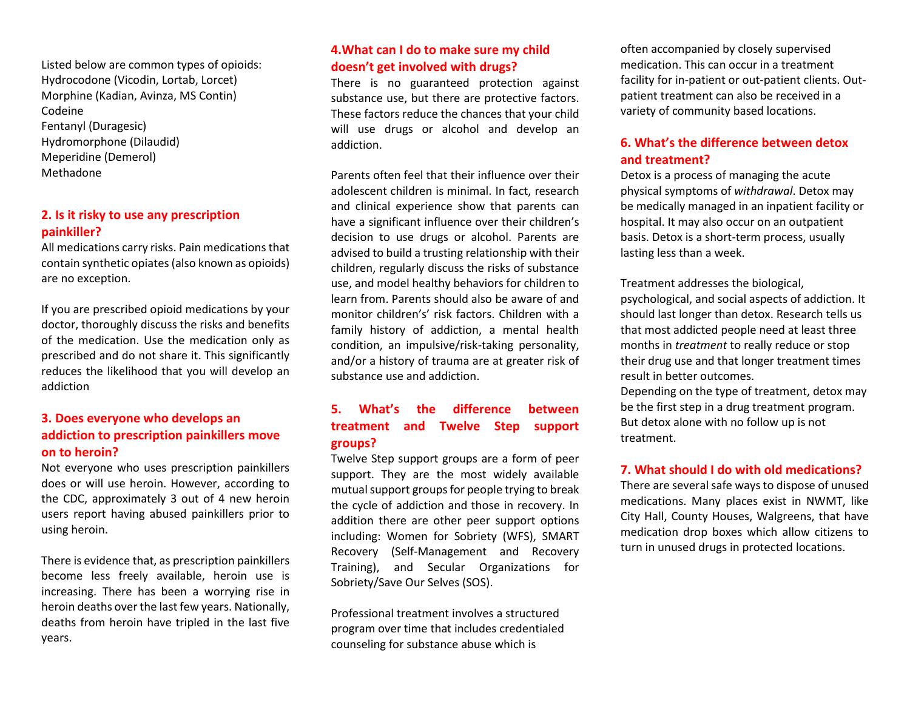Listed below are common types of opioids:
Hydrocodone (Vicodin, Lortab, Lorcet)
Morphine (Kadian, Avinza, MS Contin)
Codeine
Fentanyl (Duragesic)
Hydromorphone (Dilaudid)
Meperidine (Demerol)
Methadone

## 2. Is it risky to use any prescription painkiller?

All medications carry risks. Pain medications that contain synthetic opiates (also known as opioids) are no exception.

If you are prescribed opioid medications by your doctor, thoroughly discuss the risks and benefits of the medication. Use the medication only as prescribed and do not share it. This significantly reduces the likelihood that you will develop an addiction

## 3. Does everyone who develops an addiction to prescription painkillers move on to heroin?

Not everyone who uses prescription painkillers does or will use heroin. However, according to the CDC, approximately 3 out of 4 new heroin users report having abused painkillers prior to using heroin.

There is evidence that, as prescription painkillers become less freely available, heroin use is increasing. There has been a worrying rise in heroin deaths over the last few years. Nationally, deaths from heroin have tripled in the last five years.

## 4.What can I do to make sure my child doesn't get involved with drugs?

There is no guaranteed protection against substance use, but there are protective factors. These factors reduce the chances that your child will use drugs or alcohol and develop an addiction.

Parents often feel that their influence over their adolescent children is minimal. In fact, research and clinical experience show that parents can have a significant influence over their children's decision to use drugs or alcohol. Parents are advised to build a trusting relationship with their children, regularly discuss the risks of substance use, and model healthy behaviors for children to learn from. Parents should also be aware of and monitor children's' risk factors. Children with a family history of addiction, a mental health condition, an impulsive/risk-taking personality, and/or a history of trauma are at greater risk of substance use and addiction.

## 5. What's the difference between treatment and Twelve Step support groups?

Twelve Step support groups are a form of peer support. They are the most widely available mutual support groups for people trying to break the cycle of addiction and those in recovery. In addition there are other peer support options including: Women for Sobriety (WFS), SMART Recovery (Self-Management and Recovery Training), and Secular Organizations for Sobriety/Save Our Selves (SOS).

Professional treatment involves a structured program over time that includes credentialed counseling for substance abuse which is often accompanied by closely supervised medication. This can occur in a treatment facility for in-patient or out-patient clients. Out-patient treatment can also be received in a variety of community based locations.

## 6. What's the difference between detox and treatment?

Detox is a process of managing the acute physical symptoms of *withdrawal*. Detox may be medically managed in an inpatient facility or hospital. It may also occur on an outpatient basis. Detox is a short-term process, usually lasting less than a week.

Treatment addresses the biological, psychological, and social aspects of addiction. It should last longer than detox. Research tells us that most addicted people need at least three months in *treatment* to really reduce or stop their drug use and that longer treatment times result in better outcomes.
Depending on the type of treatment, detox may be the first step in a drug treatment program. But detox alone with no follow up is not treatment.

## 7. What should I do with old medications?

There are several safe ways to dispose of unused medications. Many places exist in NWMT, like City Hall, County Houses, Walgreens, that have medication drop boxes which allow citizens to turn in unused drugs in protected locations.